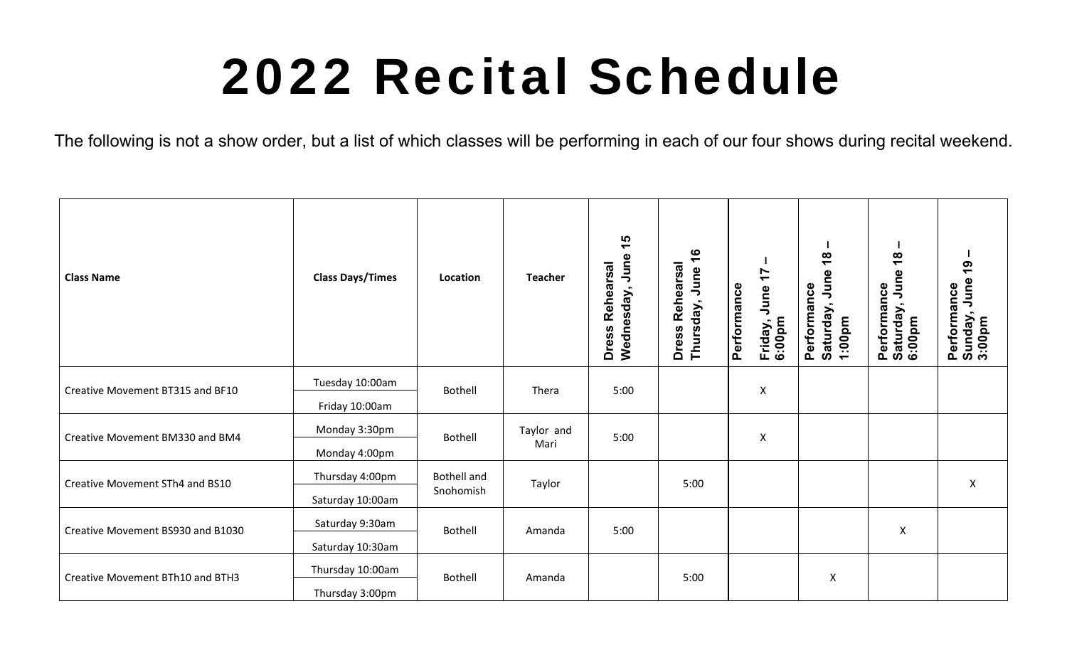# 2022 Recital Schedule

The following is not a show order, but a list of which classes will be performing in each of our four shows during recital weekend.

| Class Name | Class Days/Times | Location | Teacher | Dress Rehearsal Wednesday, June 15 | Dress Rehearsal Thursday, June 16 | Performance Friday, June 17 – 6:00pm | Performance Saturday, June 18 – 1:00pm | Performance Saturday, June 18 – 6:00pm | Performance Sunday, June 19 – 3:00pm |
|---|---|---|---|---|---|---|---|---|---|
| Creative Movement BT315 and BF10 | Tuesday 10:00am<br>Friday 10:00am | Bothell | Thera | 5:00 | | X | | | |
| Creative Movement BM330 and BM4 | Monday 3:30pm<br>Monday 4:00pm | Bothell | Taylor and Mari | 5:00 | | X | | | |
| Creative Movement STh4 and BS10 | Thursday 4:00pm<br>Saturday 10:00am | Bothell and Snohomish | Taylor | | 5:00 | | | | X |
| Creative Movement BS930 and B1030 | Saturday 9:30am<br>Saturday 10:30am | Bothell | Amanda | 5:00 | | | | X | |
| Creative Movement BTh10 and BTH3 | Thursday 10:00am<br>Thursday 3:00pm | Bothell | Amanda | | 5:00 | | X | | |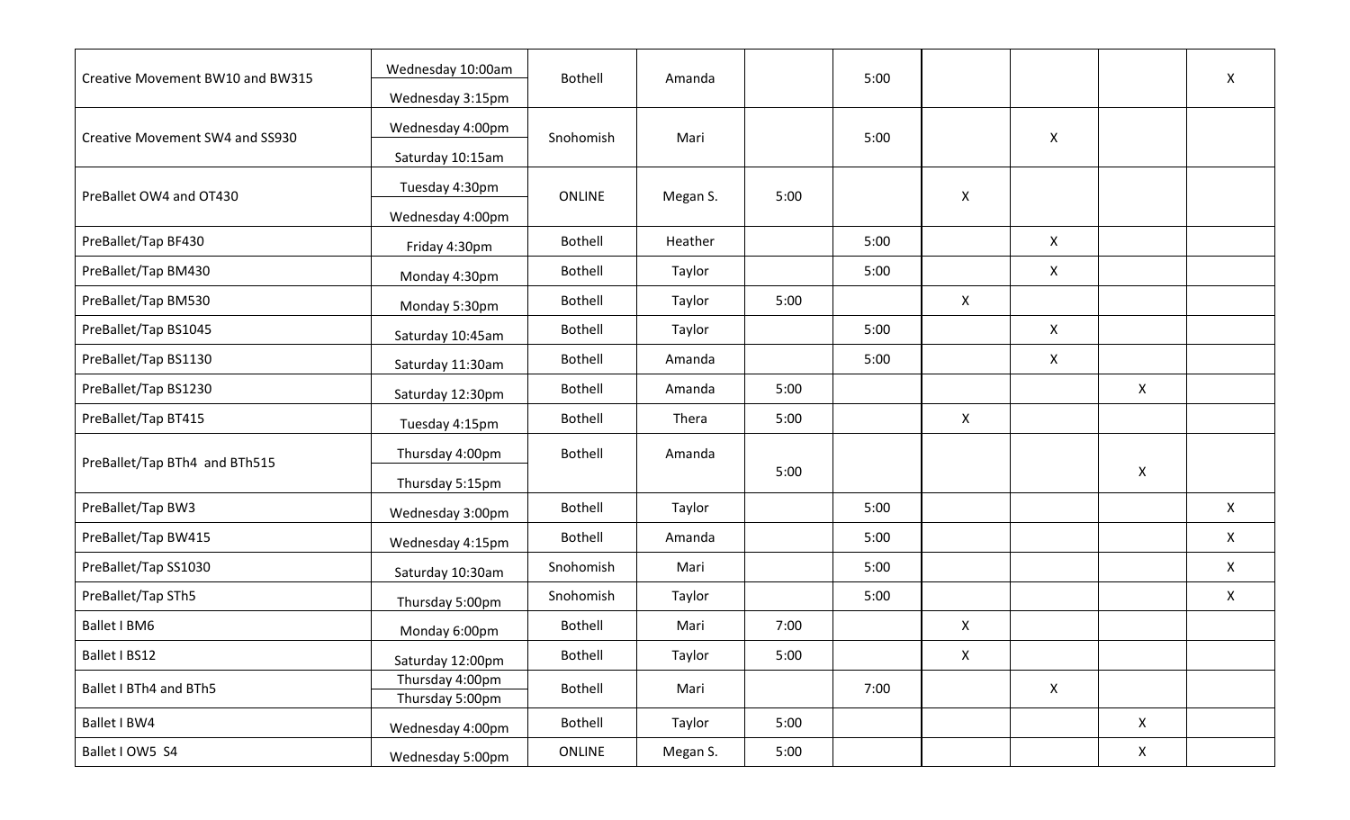| | | | | | | | | | |
|---|---|---|---|---|---|---|---|---|---|
| Creative Movement BW10 and BW315 | Wednesday 10:00am<br>Wednesday 3:15pm | Bothell | Amanda | | 5:00 | | | | X |
| Creative Movement SW4 and SS930 | Wednesday 4:00pm<br>Saturday 10:15am | Snohomish | Mari | | 5:00 | | X | | |
| PreBallet OW4 and OT430 | Tuesday 4:30pm<br>Wednesday 4:00pm | ONLINE | Megan S. | 5:00 | | X | | | |
| PreBallet/Tap BF430 | Friday 4:30pm | Bothell | Heather | | 5:00 | | X | | |
| PreBallet/Tap BM430 | Monday 4:30pm | Bothell | Taylor | | 5:00 | | X | | |
| PreBallet/Tap BM530 | Monday 5:30pm | Bothell | Taylor | 5:00 | | X | | | |
| PreBallet/Tap BS1045 | Saturday 10:45am | Bothell | Taylor | | 5:00 | | X | | |
| PreBallet/Tap BS1130 | Saturday 11:30am | Bothell | Amanda | | 5:00 | | X | | |
| PreBallet/Tap BS1230 | Saturday 12:30pm | Bothell | Amanda | 5:00 | | | | X | |
| PreBallet/Tap BT415 | Tuesday 4:15pm | Bothell | Thera | 5:00 | | X | | | |
| PreBallet/Tap BTh4 and BTh515 | Thursday 4:00pm<br>Thursday 5:15pm | Bothell | Amanda | 5:00 | | | | X | |
| PreBallet/Tap BW3 | Wednesday 3:00pm | Bothell | Taylor | | 5:00 | | | | X |
| PreBallet/Tap BW415 | Wednesday 4:15pm | Bothell | Amanda | | 5:00 | | | | X |
| PreBallet/Tap SS1030 | Saturday 10:30am | Snohomish | Mari | | 5:00 | | | | X |
| PreBallet/Tap STh5 | Thursday 5:00pm | Snohomish | Taylor | | 5:00 | | | | X |
| Ballet I BM6 | Monday 6:00pm | Bothell | Mari | 7:00 | | X | | | |
| Ballet I BS12 | Saturday 12:00pm | Bothell | Taylor | 5:00 | | X | | | |
| Ballet I BTh4 and BTh5 | Thursday 4:00pm<br>Thursday 5:00pm | Bothell | Mari | | 7:00 | | X | | |
| Ballet I BW4 | Wednesday 4:00pm | Bothell | Taylor | 5:00 | | | | X | |
| Ballet I OW5 S4 | Wednesday 5:00pm | ONLINE | Megan S. | 5:00 | | | | X | |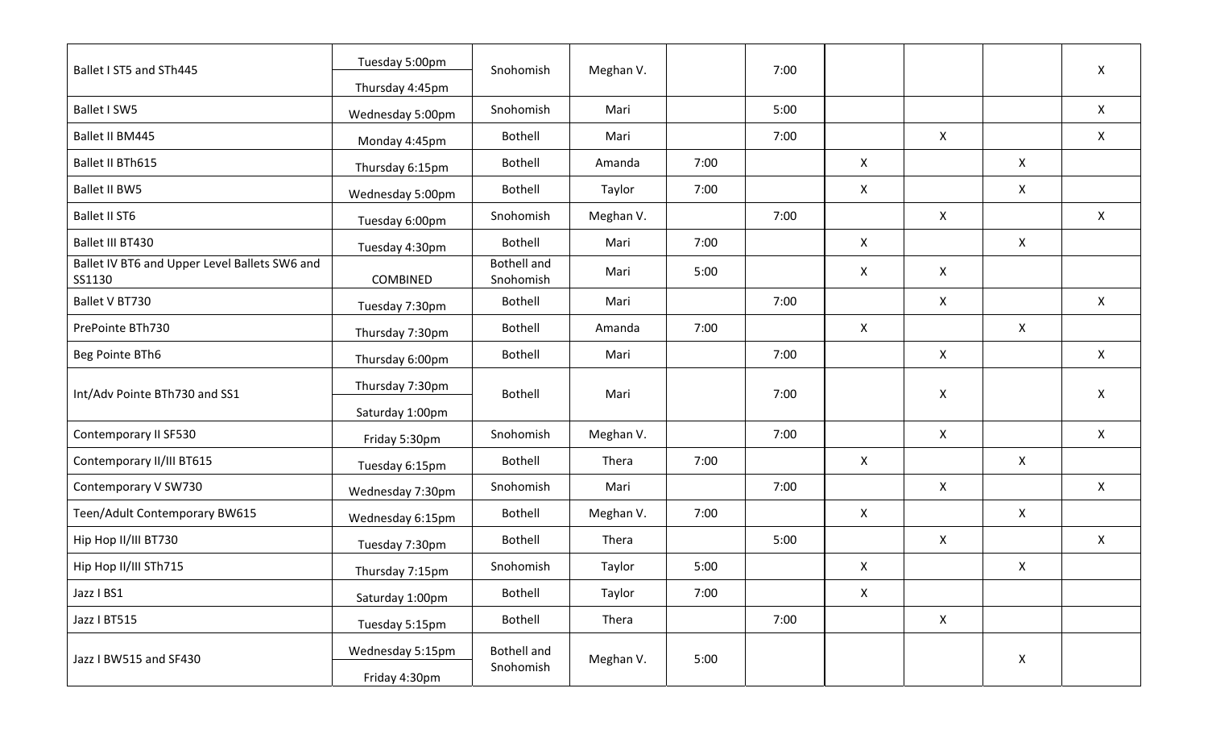| | | | | | | | | | |
|---|---|---|---|---|---|---|---|---|---|
| Ballet I ST5 and STh445 | Tuesday 5:00pm<br>Thursday 4:45pm | Snohomish | Meghan V. | | 7:00 | | | | X |
| Ballet I SW5 | Wednesday 5:00pm | Snohomish | Mari | | 5:00 | | | | X |
| Ballet II BM445 | Monday 4:45pm | Bothell | Mari | | 7:00 | | X | | X |
| Ballet II BTh615 | Thursday 6:15pm | Bothell | Amanda | 7:00 | | X | | X | |
| Ballet II BW5 | Wednesday 5:00pm | Bothell | Taylor | 7:00 | | X | | X | |
| Ballet II ST6 | Tuesday 6:00pm | Snohomish | Meghan V. | | 7:00 | | X | | X |
| Ballet III BT430 | Tuesday 4:30pm | Bothell | Mari | 7:00 | | X | | X | |
| Ballet IV BT6 and Upper Level Ballets SW6 and SS1130 | COMBINED | Bothell and Snohomish | Mari | 5:00 | | X | X | | |
| Ballet V BT730 | Tuesday 7:30pm | Bothell | Mari | | 7:00 | | X | | X |
| PrePointe BTh730 | Thursday 7:30pm | Bothell | Amanda | 7:00 | | X | | X | |
| Beg Pointe BTh6 | Thursday 6:00pm | Bothell | Mari | | 7:00 | | X | | X |
| Int/Adv Pointe BTh730 and SS1 | Thursday 7:30pm<br>Saturday 1:00pm | Bothell | Mari | | 7:00 | | X | | X |
| Contemporary II SF530 | Friday 5:30pm | Snohomish | Meghan V. | | 7:00 | | X | | X |
| Contemporary II/III BT615 | Tuesday 6:15pm | Bothell | Thera | 7:00 | | X | | X | |
| Contemporary V SW730 | Wednesday 7:30pm | Snohomish | Mari | | 7:00 | | X | | X |
| Teen/Adult Contemporary BW615 | Wednesday 6:15pm | Bothell | Meghan V. | 7:00 | | X | | X | |
| Hip Hop II/III BT730 | Tuesday 7:30pm | Bothell | Thera | | 5:00 | | X | | X |
| Hip Hop II/III STh715 | Thursday 7:15pm | Snohomish | Taylor | 5:00 | | X | | X | |
| Jazz I BS1 | Saturday 1:00pm | Bothell | Taylor | 7:00 | | X | | | |
| Jazz I BT515 | Tuesday 5:15pm | Bothell | Thera | | 7:00 | | X | | |
| Jazz I BW515 and SF430 | Wednesday 5:15pm<br>Friday 4:30pm | Bothell and Snohomish | Meghan V. | 5:00 | | | | X | |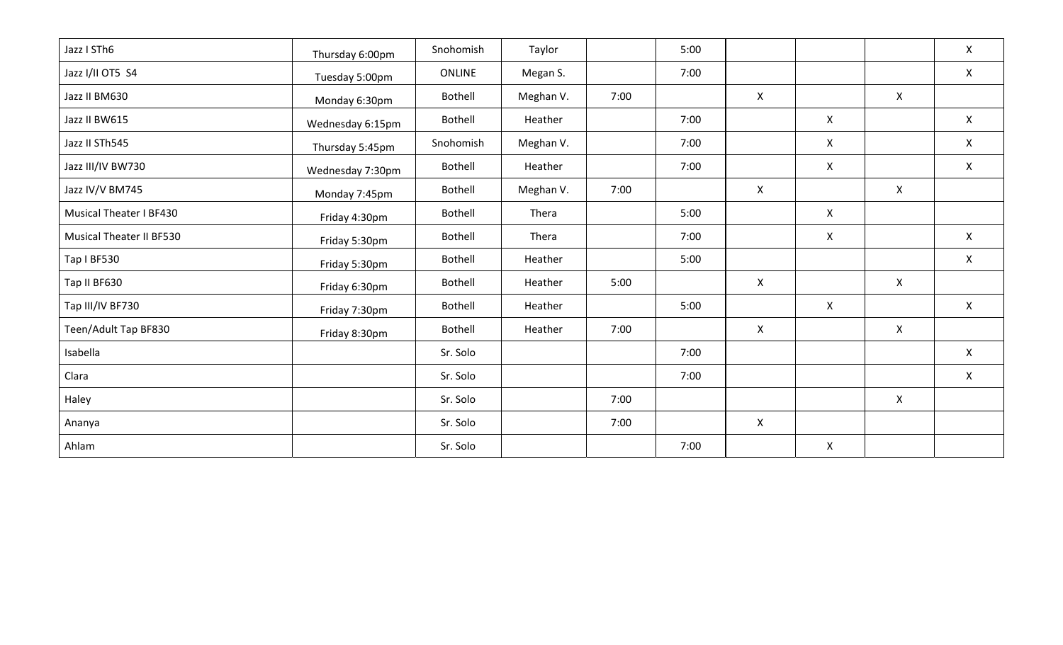| | | | | | | | | | |
|---|---|---|---|---|---|---|---|---|---|
| Jazz I STh6 | Thursday 6:00pm | Snohomish | Taylor | | 5:00 | | | | X |
| Jazz I/II OT5 S4 | Tuesday 5:00pm | ONLINE | Megan S. | | 7:00 | | | | X |
| Jazz II BM630 | Monday 6:30pm | Bothell | Meghan V. | 7:00 | | X | | X | |
| Jazz II BW615 | Wednesday 6:15pm | Bothell | Heather | | 7:00 | | X | | X |
| Jazz II STh545 | Thursday 5:45pm | Snohomish | Meghan V. | | 7:00 | | X | | X |
| Jazz III/IV BW730 | Wednesday 7:30pm | Bothell | Heather | | 7:00 | | X | | X |
| Jazz IV/V BM745 | Monday 7:45pm | Bothell | Meghan V. | 7:00 | | X | | X | |
| Musical Theater I BF430 | Friday 4:30pm | Bothell | Thera | | 5:00 | | X | | |
| Musical Theater II BF530 | Friday 5:30pm | Bothell | Thera | | 7:00 | | X | | X |
| Tap I BF530 | Friday 5:30pm | Bothell | Heather | | 5:00 | | | | X |
| Tap II BF630 | Friday 6:30pm | Bothell | Heather | 5:00 | | X | | X | |
| Tap III/IV BF730 | Friday 7:30pm | Bothell | Heather | | 5:00 | | X | | X |
| Teen/Adult Tap BF830 | Friday 8:30pm | Bothell | Heather | 7:00 | | X | | X | |
| Isabella | | Sr. Solo | | | 7:00 | | | | X |
| Clara | | Sr. Solo | | | 7:00 | | | | X |
| Haley | | Sr. Solo | | 7:00 | | | | X | |
| Ananya | | Sr. Solo | | 7:00 | | X | | | |
| Ahlam | | Sr. Solo | | | 7:00 | | X | | |